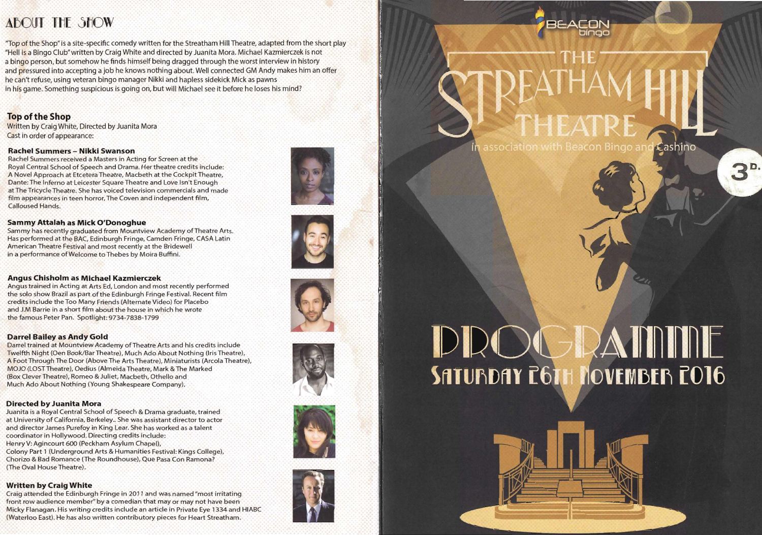## ABOUT THE SHOW

"Top of the Shop" is a site-specific comedy written for the Streatham Hill Theatre, adapted from the short play "Hell is a Bingo Club" written by Craig White and directed by Juanita Mora. Michael Kazmierczek is not a bingo person, but somehow he finds himself being dragged through the worst interview in history and pressured into accepting a job he knows nothing about. Well connected GM Andy makes him an offer he can't refuse, using veteran bingo manager Nikki and hapless sidekick Mick as pawns in his game. Something suspicious is going on, but will Michael see it before he loses his mind?

### Top of the Shop

Written by Craig White, Directed by Juanita Mora
Cast in order of appearance:

**Rachel Summers – Nikki Swanson**
Rachel Summers received a Masters in Acting for Screen at the Royal Central School of Speech and Drama. Her theatre credits include: A Novel Approach at Etcetera Theatre, Macbeth at the Cockpit Theatre, Dante: The Inferno at Leicester Square Theatre and Love Isn't Enough at The Tricycle Theatre. She has voiced television commercials and made film appearances in teen horror, The Coven and independent film, Calloused Hands.

**Sammy Attalah as Mick O'Donoghue**
Sammy has recently graduated from Mountview Academy of Theatre Arts. Has performed at the BAC, Edinburgh Fringe, Camden Fringe, CASA Latin American Theatre Festival and most recently at the Bridewell in a performance of Welcome to Thebes by Moira Buffini.

**Angus Chisholm as Michael Kazmierczek**
Angus trained in Acting at Arts Ed, London and most recently performed the solo show Brazil as part of the Edinburgh Fringe Festival. Recent film credits include the Too Many Friends (Alternate Video) for Placebo and J.M Barrie in a short film about the house in which he wrote the famous Peter Pan. Spotlight: 9734-7838-1799

**Darrel Bailey as Andy Gold**
Darrel trained at Mountview Academy of Theatre Arts and his credits include Twelfth Night (Oen Book/Bar Theatre), Much Ado About Nothing (Iris Theatre), A Foot Through The Door (Above The Arts Theatre), Miniaturists (Arcola Theatre), MOJO (LOST Theatre), Oedius (Almeida Theatre, Mark & The Marked (Box Clever Theatre), Romeo & Juliet, Macbeth, Othello and Much Ado About Nothing (Young Shakespeare Company).

**Directed by Juanita Mora**
Juanita is a Royal Central School of Speech & Drama graduate, trained at University of California, Berkeley.. She was assistant director to actor and director James Purefoy in King Lear. She has worked as a talent coordinator in Hollywood. Directing credits include:
Henry V: Agincourt 600 (Peckham Asylum Chapel),
Colony Part 1 (Underground Arts & Humanities Festival: Kings College),
Chorizo & Bad Romance (The Roundhouse), Que Pasa Con Ramona? (The Oval House Theatre).

**Written by Craig White**
Craig attended the Edinburgh Fringe in 2011 and was named "most irritating front row audience member" by a comedian that may or may not have been Micky Flanagan. His writing credits include an article in Private Eye 1334 and HIABC (Waterloo East). He has also written contributory pieces for Heart Streatham.

BEACON bingo

# THE STREATHAM HILL THEATRE

In association with Beacon Bingo and Cashino

3D.

# PROGRAMME

## SATURDAY 26TH NOVEMBER 2016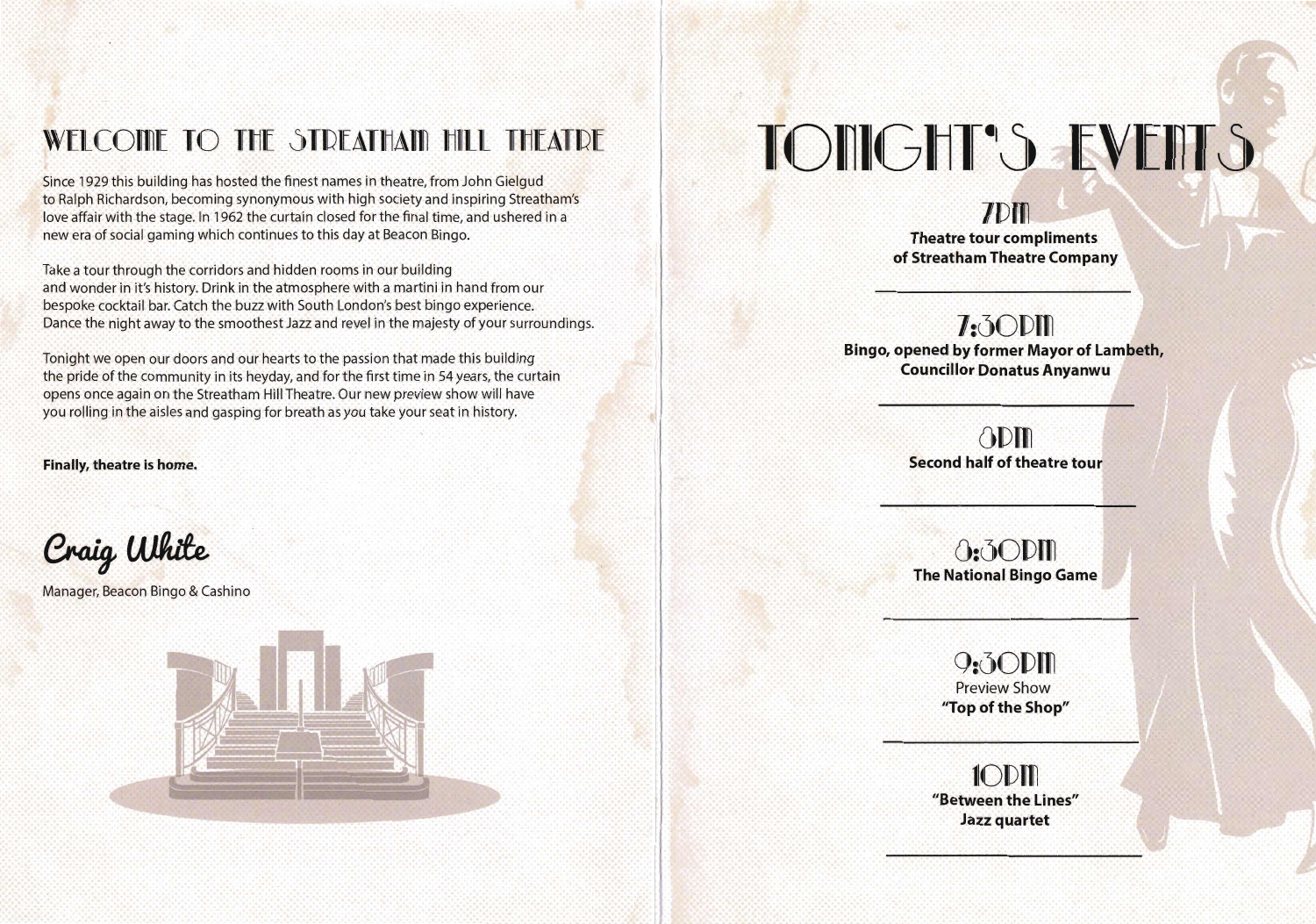## WELCOME TO THE STREATHAM HILL THEATRE

Since 1929 this building has hosted the finest names in theatre, from John Gielgud to Ralph Richardson, becoming synonymous with high society and inspiring Streatham's love affair with the stage. In 1962 the curtain closed for the final time, and ushered in a new era of social gaming which continues to this day at Beacon Bingo.

Take a tour through the corridors and hidden rooms in our building and wonder in it's history. Drink in the atmosphere with a martini in hand from our bespoke cocktail bar. Catch the buzz with South London's best bingo experience. Dance the night away to the smoothest Jazz and revel in the majesty of your surroundings.

Tonight we open our doors and our hearts to the passion that made this building the pride of the community in its heyday, and for the first time in 54 years, the curtain opens once again on the Streatham Hill Theatre. Our new preview show will have you rolling in the aisles and gasping for breath as you take your seat in history.

**Finally, theatre is home.**

*Craig White*

Manager, Beacon Bingo & Cashino

# TONIGHT'S EVENTS

## 7PM
**Theatre tour compliments of Streatham Theatre Company**

---

## 7:30PM
**Bingo, opened by former Mayor of Lambeth, Councillor Donatus Anyanwu**

---

## 8PM
**Second half of theatre tour**

---

## 8:30PM
**The National Bingo Game**

---

## 9:30PM
Preview Show
**"Top of the Shop"**

---

## 10PM
**"Between the Lines"**
**Jazz quartet**

---